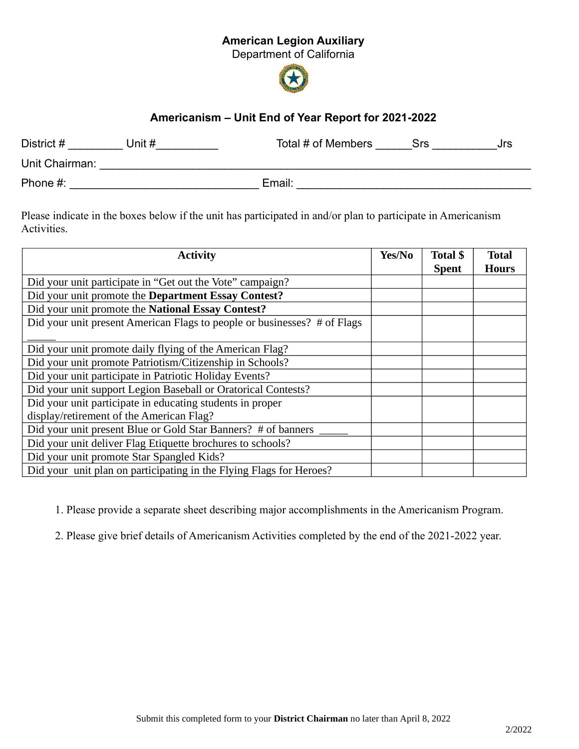**American Legion Auxiliary**
Department of California

## Americanism – Unit End of Year Report for 2021-2022

District # _________ Unit #__________ Total # of Members ______Srs __________Jrs

Unit Chairman: ______________________________________________________________________

Phone #: ______________________________ Email: _____________________________________

Please indicate in the boxes below if the unit has participated in and/or plan to participate in Americanism Activities.

| Activity | Yes/No | Total $ Spent | Total Hours |
|---|---|---|---|
| Did your unit participate in "Get out the Vote" campaign? | | | |
| Did your unit promote the **Department Essay Contest?** | | | |
| Did your unit promote the **National Essay Contest?** | | | |
| Did your unit present American Flags to people or businesses? # of Flags _____ | | | |
| Did your unit promote daily flying of the American Flag? | | | |
| Did your unit promote Patriotism/Citizenship in Schools? | | | |
| Did your unit participate in Patriotic Holiday Events? | | | |
| Did your unit support Legion Baseball or Oratorical Contests? | | | |
| Did your unit participate in educating students in proper display/retirement of the American Flag? | | | |
| Did your unit present Blue or Gold Star Banners? # of banners _____ | | | |
| Did your unit deliver Flag Etiquette brochures to schools? | | | |
| Did your unit promote Star Spangled Kids? | | | |
| Did your unit plan on participating in the Flying Flags for Heroes? | | | |

1. Please provide a separate sheet describing major accomplishments in the Americanism Program.

2. Please give brief details of Americanism Activities completed by the end of the 2021-2022 year.

Submit this completed form to your **District Chairman** no later than April 8, 2022

2/2022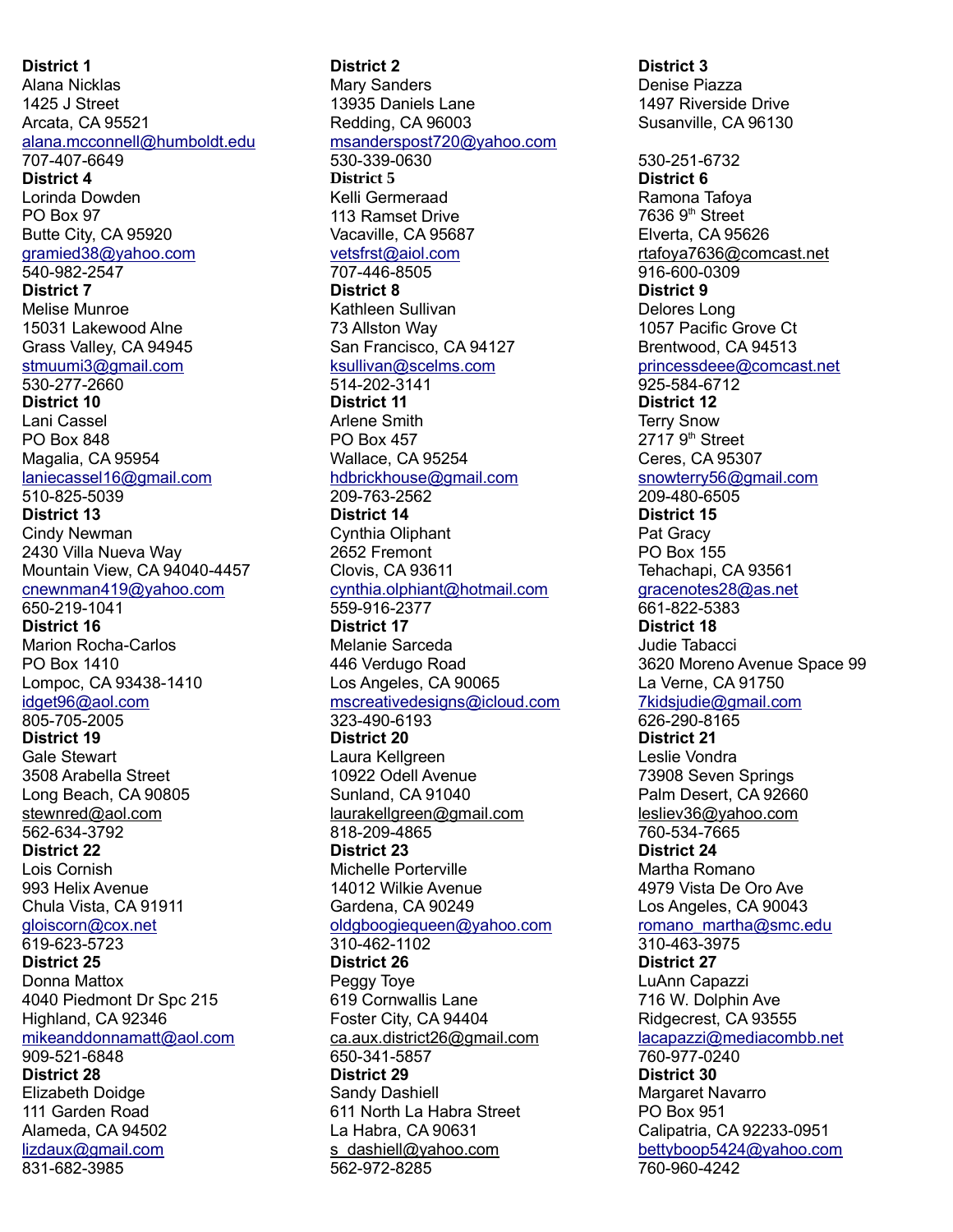**District 1**
Alana Nicklas
1425 J Street
Arcata, CA 95521
alana.mcconnell@humboldt.edu
707-407-6649

**District 2**
Mary Sanders
13935 Daniels Lane
Redding, CA 96003
msanderspost720@yahoo.com
530-339-0630

**District 3**
Denise Piazza
1497 Riverside Drive
Susanville, CA 96130

530-251-6732

**District 4**
Lorinda Dowden
PO Box 97
Butte City, CA 95920
gramied38@yahoo.com
540-982-2547

**District 5**
Kelli Germeraad
113 Ramset Drive
Vacaville, CA 95687
vetsfrst@aiol.com
707-446-8505

**District 6**
Ramona Tafoya
7636 9th Street
Elverta, CA 95626
rtafoya7636@comcast.net
916-600-0309

**District 7**
Melise Munroe
15031 Lakewood Alne
Grass Valley, CA 94945
stmuumi3@gmail.com
530-277-2660

**District 8**
Kathleen Sullivan
73 Allston Way
San Francisco, CA 94127
ksullivan@scelms.com
514-202-3141

**District 9**
Delores Long
1057 Pacific Grove Ct
Brentwood, CA 94513
princessdeee@comcast.net
925-584-6712

**District 10**
Lani Cassel
PO Box 848
Magalia, CA 95954
laniecassel16@gmail.com
510-825-5039

**District 11**
Arlene Smith
PO Box 457
Wallace, CA 95254
hdbrickhouse@gmail.com
209-763-2562

**District 12**
Terry Snow
2717 9th Street
Ceres, CA 95307
snowterry56@gmail.com
209-480-6505

**District 13**
Cindy Newman
2430 Villa Nueva Way
Mountain View, CA 94040-4457
cnewnman419@yahoo.com
650-219-1041

**District 14**
Cynthia Oliphant
2652 Fremont
Clovis, CA 93611
cynthia.olphiant@hotmail.com
559-916-2377

**District 15**
Pat Gracy
PO Box 155
Tehachapi, CA 93561
gracenotes28@as.net
661-822-5383

**District 16**
Marion Rocha-Carlos
PO Box 1410
Lompoc, CA 93438-1410
idget96@aol.com
805-705-2005

**District 17**
Melanie Sarceda
446 Verdugo Road
Los Angeles, CA 90065
mscreativedesigns@icloud.com
323-490-6193

**District 18**
Judie Tabacci
3620 Moreno Avenue Space 99
La Verne, CA 91750
7kidsjudie@gmail.com
626-290-8165

**District 19**
Gale Stewart
3508 Arabella Street
Long Beach, CA 90805
stewnred@aol.com
562-634-3792

**District 20**
Laura Kellgreen
10922 Odell Avenue
Sunland, CA 91040
laurakellgreen@gmail.com
818-209-4865

**District 21**
Leslie Vondra
73908 Seven Springs
Palm Desert, CA 92660
lesliev36@yahoo.com
760-534-7665

**District 22**
Lois Cornish
993 Helix Avenue
Chula Vista, CA 91911
gloiscorn@cox.net
619-623-5723

**District 23**
Michelle Porterville
14012 Wilkie Avenue
Gardena, CA 90249
oldgboogiequeen@yahoo.com
310-462-1102

**District 24**
Martha Romano
4979 Vista De Oro Ave
Los Angeles, CA 90043
romano_martha@smc.edu
310-463-3975

**District 25**
Donna Mattox
4040 Piedmont Dr Spc 215
Highland, CA 92346
mikeanddonnamatt@aol.com
909-521-6848

**District 26**
Peggy Toye
619 Cornwallis Lane
Foster City, CA 94404
ca.aux.district26@gmail.com
650-341-5857

**District 27**
LuAnn Capazzi
716 W. Dolphin Ave
Ridgecrest, CA 93555
lacapazzi@mediacombb.net
760-977-0240

**District 28**
Elizabeth Doidge
111 Garden Road
Alameda, CA 94502
lizdaux@gmail.com
831-682-3985

**District 29**
Sandy Dashiell
611 North La Habra Street
La Habra, CA 90631
s_dashiell@yahoo.com
562-972-8285

**District 30**
Margaret Navarro
PO Box 951
Calipatria, CA 92233-0951
bettyboop5424@yahoo.com
760-960-4242